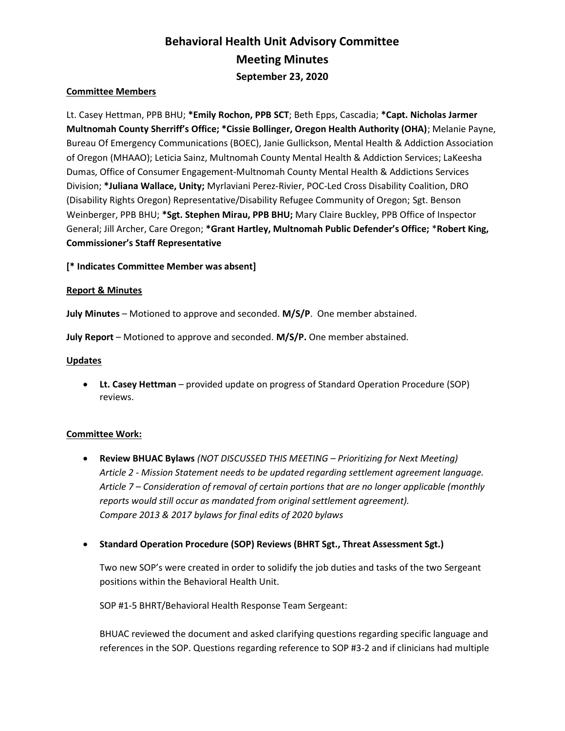# Behavioral Health Unit Advisory Committee
# Meeting Minutes
### September 23, 2020

**Committee Members**

Lt. Casey Hettman, PPB BHU; ***Emily Rochon, PPB SCT**; Beth Epps, Cascadia; ***Capt. Nicholas Jarmer Multnomah County Sherriff's Office; *Cissie Bollinger, Oregon Health Authority (OHA)**; Melanie Payne, Bureau Of Emergency Communications (BOEC), Janie Gullickson, Mental Health & Addiction Association of Oregon (MHAAO); Leticia Sainz, Multnomah County Mental Health & Addiction Services; LaKeesha Dumas, Office of Consumer Engagement-Multnomah County Mental Health & Addictions Services Division; ***Juliana Wallace, Unity;** Myrlaviani Perez-Rivier, POC-Led Cross Disability Coalition, DRO (Disability Rights Oregon) Representative/Disability Refugee Community of Oregon; Sgt. Benson Weinberger, PPB BHU; ***Sgt. Stephen Mirau, PPB BHU;** Mary Claire Buckley, PPB Office of Inspector General; Jill Archer, Care Oregon; ***Grant Hartley, Multnomah Public Defender's Office;** *__Robert King, Commissioner's Staff Representative__

**[* Indicates Committee Member was absent]**

**Report & Minutes**

**July Minutes** – Motioned to approve and seconded. **M/S/P**. One member abstained.

**July Report** – Motioned to approve and seconded. **M/S/P.** One member abstained.

**Updates**

- **Lt. Casey Hettman** – provided update on progress of Standard Operation Procedure (SOP) reviews.

**Committee Work:**

- **Review BHUAC Bylaws** *(NOT DISCUSSED THIS MEETING – Prioritizing for Next Meeting)*
  *Article 2 - Mission Statement needs to be updated regarding settlement agreement language.*
  *Article 7 – Consideration of removal of certain portions that are no longer applicable (monthly reports would still occur as mandated from original settlement agreement).*
  *Compare 2013 & 2017 bylaws for final edits of 2020 bylaws*

- **Standard Operation Procedure (SOP) Reviews (BHRT Sgt., Threat Assessment Sgt.)**

  Two new SOP's were created in order to solidify the job duties and tasks of the two Sergeant positions within the Behavioral Health Unit.

  SOP #1-5 BHRT/Behavioral Health Response Team Sergeant:

  BHUAC reviewed the document and asked clarifying questions regarding specific language and references in the SOP. Questions regarding reference to SOP #3-2 and if clinicians had multiple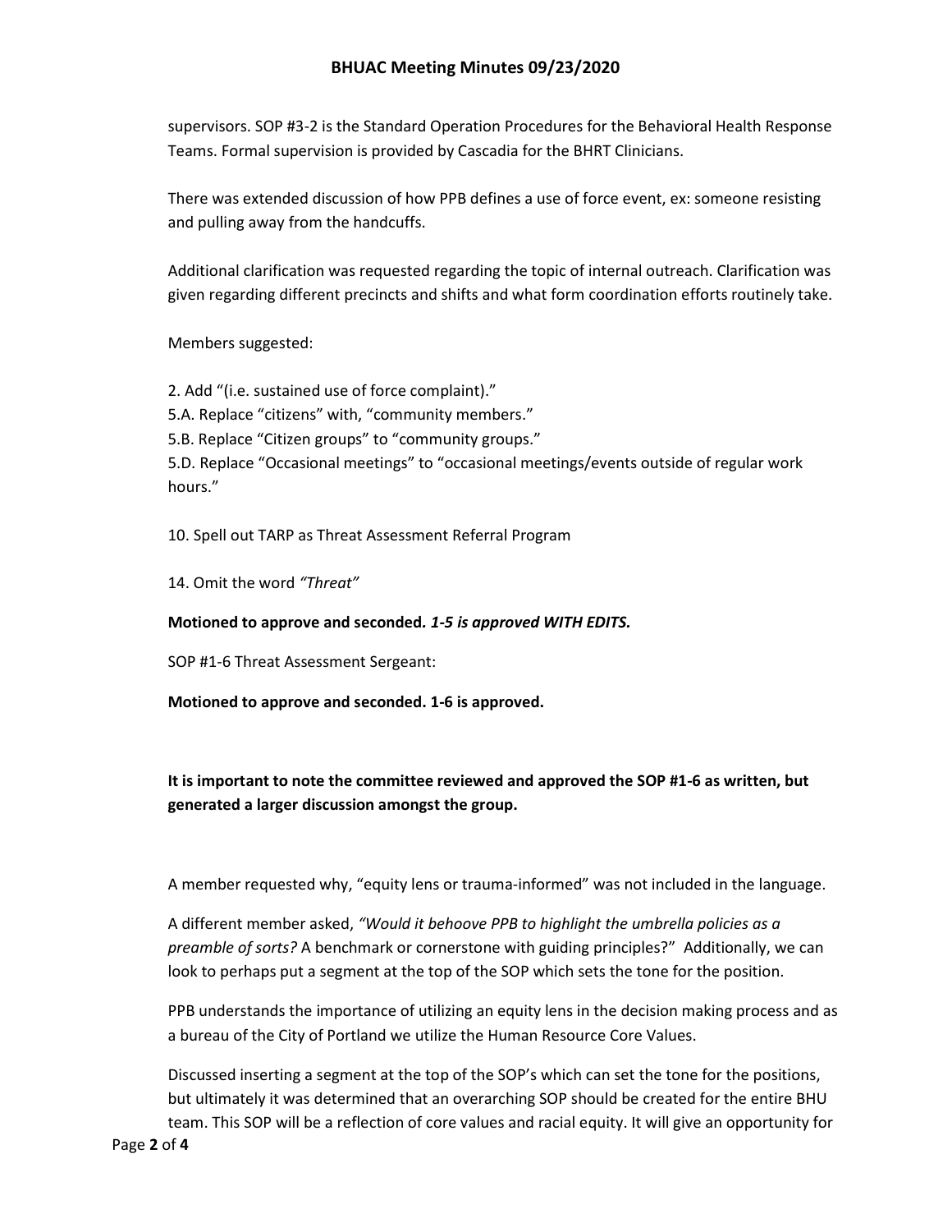supervisors. SOP #3-2 is the Standard Operation Procedures for the Behavioral Health Response Teams. Formal supervision is provided by Cascadia for the BHRT Clinicians.

There was extended discussion of how PPB defines a use of force event, ex: someone resisting and pulling away from the handcuffs.

Additional clarification was requested regarding the topic of internal outreach. Clarification was given regarding different precincts and shifts and what form coordination efforts routinely take.

Members suggested:

2. Add "(i.e. sustained use of force complaint)."
5.A. Replace "citizens" with, "community members."
5.B. Replace "Citizen groups" to "community groups."
5.D. Replace "Occasional meetings" to "occasional meetings/events outside of regular work hours."

10. Spell out TARP as Threat Assessment Referral Program

14. Omit the word *"Threat"*

**Motioned to approve and seconded.** ***1-5 is approved WITH EDITS.***

SOP #1-6 Threat Assessment Sergeant:

**Motioned to approve and seconded. 1-6 is approved.**

**It is important to note the committee reviewed and approved the SOP #1-6 as written, but generated a larger discussion amongst the group.**

A member requested why, "equity lens or trauma-informed" was not included in the language.

A different member asked, *"Would it behoove PPB to highlight the umbrella policies as a preamble of sorts?* A benchmark or cornerstone with guiding principles?" Additionally, we can look to perhaps put a segment at the top of the SOP which sets the tone for the position.

PPB understands the importance of utilizing an equity lens in the decision making process and as a bureau of the City of Portland we utilize the Human Resource Core Values.

Discussed inserting a segment at the top of the SOP's which can set the tone for the positions, but ultimately it was determined that an overarching SOP should be created for the entire BHU team. This SOP will be a reflection of core values and racial equity. It will give an opportunity for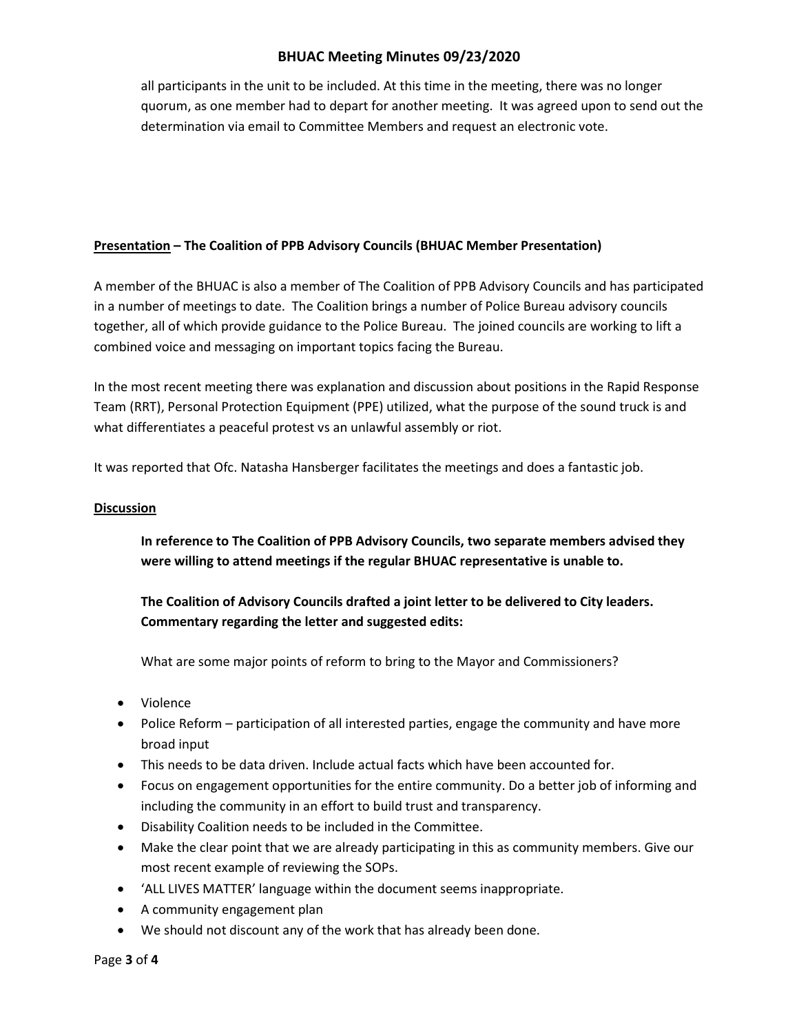all participants in the unit to be included. At this time in the meeting, there was no longer quorum, as one member had to depart for another meeting. It was agreed upon to send out the determination via email to Committee Members and request an electronic vote.

**<u>Presentation</u> – The Coalition of PPB Advisory Councils (BHUAC Member Presentation)**

A member of the BHUAC is also a member of The Coalition of PPB Advisory Councils and has participated in a number of meetings to date. The Coalition brings a number of Police Bureau advisory councils together, all of which provide guidance to the Police Bureau. The joined councils are working to lift a combined voice and messaging on important topics facing the Bureau.

In the most recent meeting there was explanation and discussion about positions in the Rapid Response Team (RRT), Personal Protection Equipment (PPE) utilized, what the purpose of the sound truck is and what differentiates a peaceful protest vs an unlawful assembly or riot.

It was reported that Ofc. Natasha Hansberger facilitates the meetings and does a fantastic job.

**<u>Discussion</u>**

**In reference to The Coalition of PPB Advisory Councils, two separate members advised they were willing to attend meetings if the regular BHUAC representative is unable to.**

**The Coalition of Advisory Councils drafted a joint letter to be delivered to City leaders. Commentary regarding the letter and suggested edits:**

What are some major points of reform to bring to the Mayor and Commissioners?

- Violence
- Police Reform – participation of all interested parties, engage the community and have more broad input
- This needs to be data driven. Include actual facts which have been accounted for.
- Focus on engagement opportunities for the entire community. Do a better job of informing and including the community in an effort to build trust and transparency.
- Disability Coalition needs to be included in the Committee.
- Make the clear point that we are already participating in this as community members. Give our most recent example of reviewing the SOPs.
- 'ALL LIVES MATTER' language within the document seems inappropriate.
- A community engagement plan
- We should not discount any of the work that has already been done.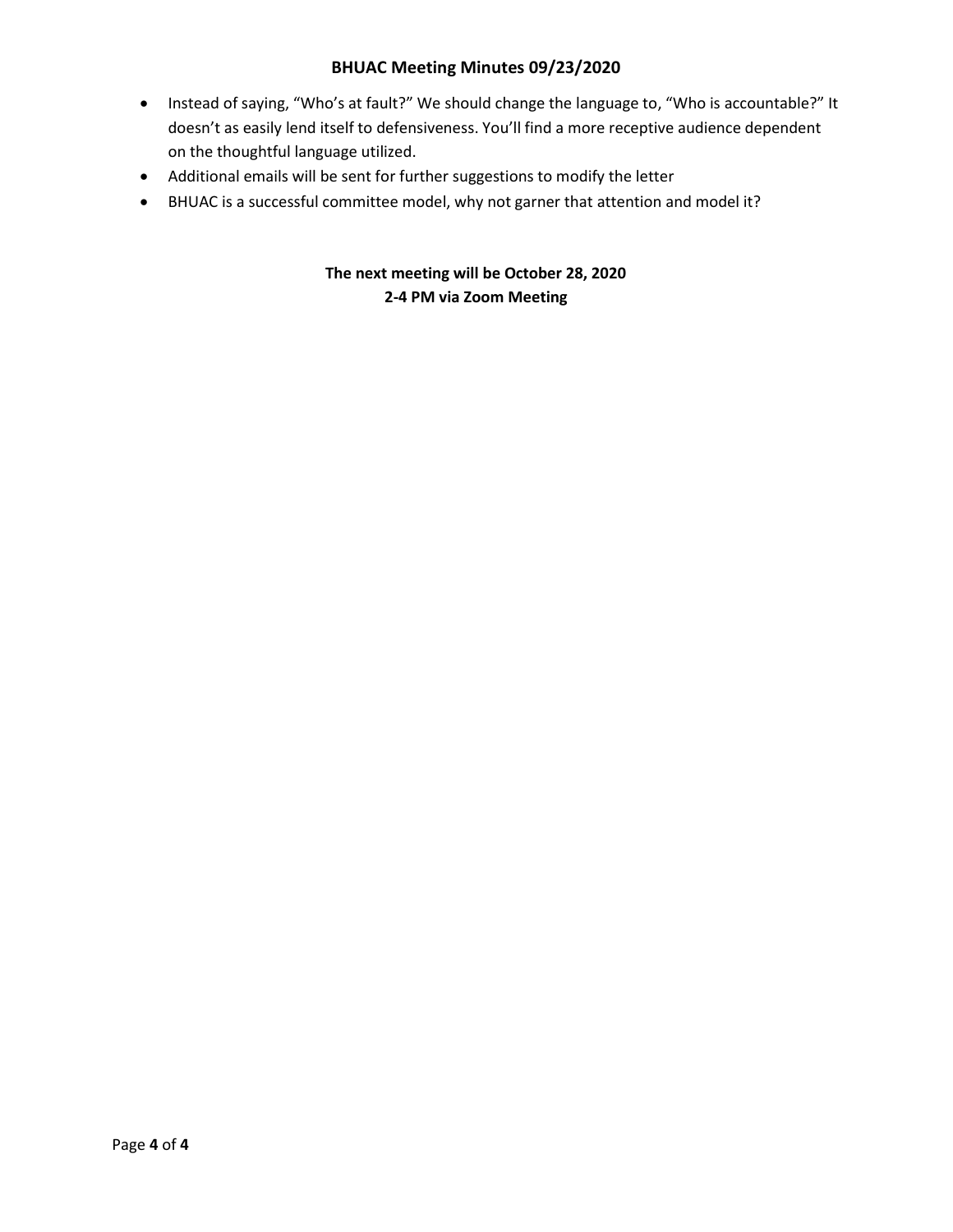- Instead of saying, "Who's at fault?" We should change the language to, "Who is accountable?" It doesn't as easily lend itself to defensiveness. You'll find a more receptive audience dependent on the thoughtful language utilized.
- Additional emails will be sent for further suggestions to modify the letter
- BHUAC is a successful committee model, why not garner that attention and model it?

**The next meeting will be October 28, 2020**
**2-4 PM via Zoom Meeting**